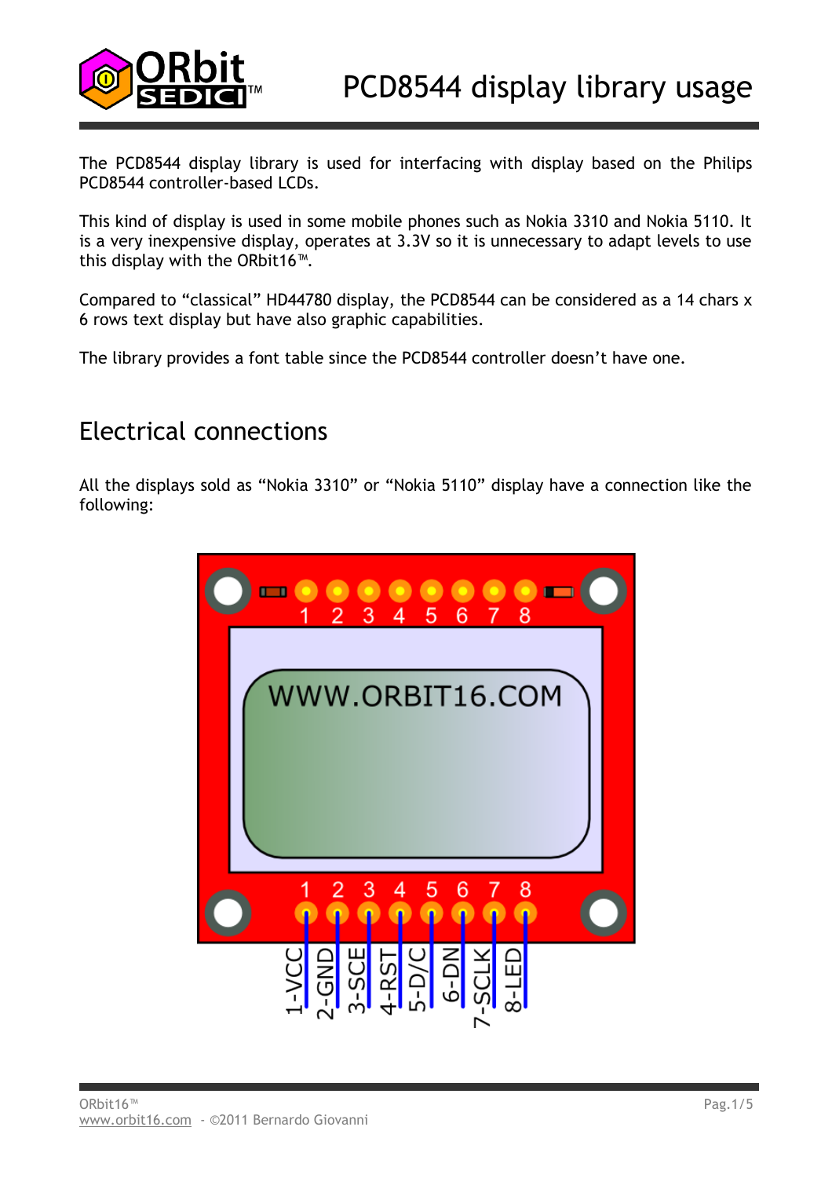# PCD8544 display library usage

The PCD8544 display library is used for interfacing with display based on the Philips PCD8544 controller-based LCDs.

This kind of display is used in some mobile phones such as Nokia 3310 and Nokia 5110. It is a very inexpensive display, operates at 3.3V so it is unnecessary to adapt levels to use this display with the ORbit16™.

Compared to “classical” HD44780 display, the PCD8544 can be considered as a 14 chars x 6 rows text display but have also graphic capabilities.

The library provides a font table since the PCD8544 controller doesn’t have one.

## Electrical connections

All the displays sold as “Nokia 3310” or “Nokia 5110” display have a connection like the following:

1-VCC, 2-GND, 3-SCE, 4-RST, 5-D/C, 6-DN, 7-SCLK, 8-LED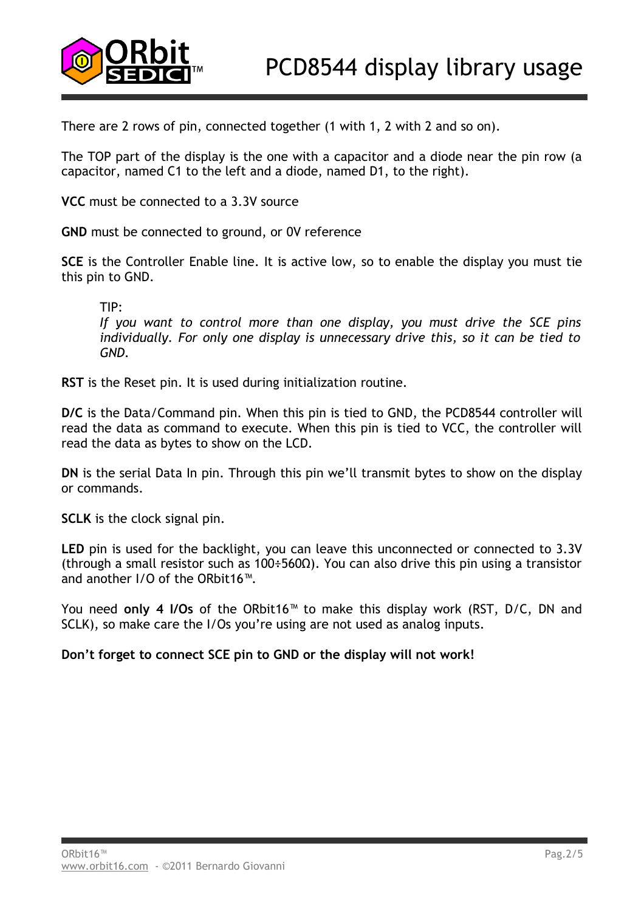There are 2 rows of pin, connected together (1 with 1, 2 with 2 and so on).

The TOP part of the display is the one with a capacitor and a diode near the pin row (a capacitor, named C1 to the left and a diode, named D1, to the right).

**VCC** must be connected to a 3.3V source

**GND** must be connected to ground, or 0V reference

**SCE** is the Controller Enable line. It is active low, so to enable the display you must tie this pin to GND.

> TIP:
> *If you want to control more than one display, you must drive the SCE pins individually. For only one display is unnecessary drive this, so it can be tied to GND.*

**RST** is the Reset pin. It is used during initialization routine.

**D/C** is the Data/Command pin. When this pin is tied to GND, the PCD8544 controller will read the data as command to execute. When this pin is tied to VCC, the controller will read the data as bytes to show on the LCD.

**DN** is the serial Data In pin. Through this pin we'll transmit bytes to show on the display or commands.

**SCLK** is the clock signal pin.

**LED** pin is used for the backlight, you can leave this unconnected or connected to 3.3V (through a small resistor such as 100÷560Ω). You can also drive this pin using a transistor and another I/O of the ORbit16™.

You need **only 4 I/Os** of the ORbit16™ to make this display work (RST, D/C, DN and SCLK), so make care the I/Os you're using are not used as analog inputs.

**Don't forget to connect SCE pin to GND or the display will not work!**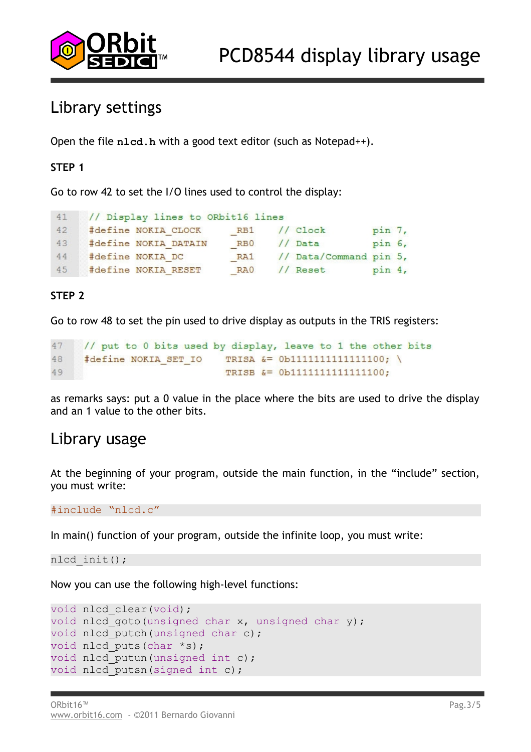## Library settings

Open the file **nlcd.h** with a good text editor (such as Notepad++).

**STEP 1**

Go to row 42 to set the I/O lines used to control the display:

```
41  // Display lines to ORbit16 lines
42  #define NOKIA_CLOCK      _RB1   // Clock        pin 7,
43  #define NOKIA_DATAIN     _RB0   // Data         pin 6,
44  #define NOKIA_DC         _RA1   // Data/Command pin 5,
45  #define NOKIA_RESET      _RA0   // Reset        pin 4,
```

**STEP 2**

Go to row 48 to set the pin used to drive display as outputs in the TRIS registers:

```
47  // put to 0 bits used by display, leave to 1 the other bits
48  #define NOKIA_SET_IO    TRISA &= 0b1111111111111100; \
49                          TRISB &= 0b1111111111111100;
```

as remarks says: put a 0 value in the place where the bits are used to drive the display and an 1 value to the other bits.

## Library usage

At the beginning of your program, outside the main function, in the “include” section, you must write:

```
#include "nlcd.c"
```

In main() function of your program, outside the infinite loop, you must write:

```
nlcd_init();
```

Now you can use the following high-level functions:

```
void nlcd_clear(void);
void nlcd_goto(unsigned char x, unsigned char y);
void nlcd_putch(unsigned char c);
void nlcd_puts(char *s);
void nlcd_putun(unsigned int c);
void nlcd_putsn(signed int c);
```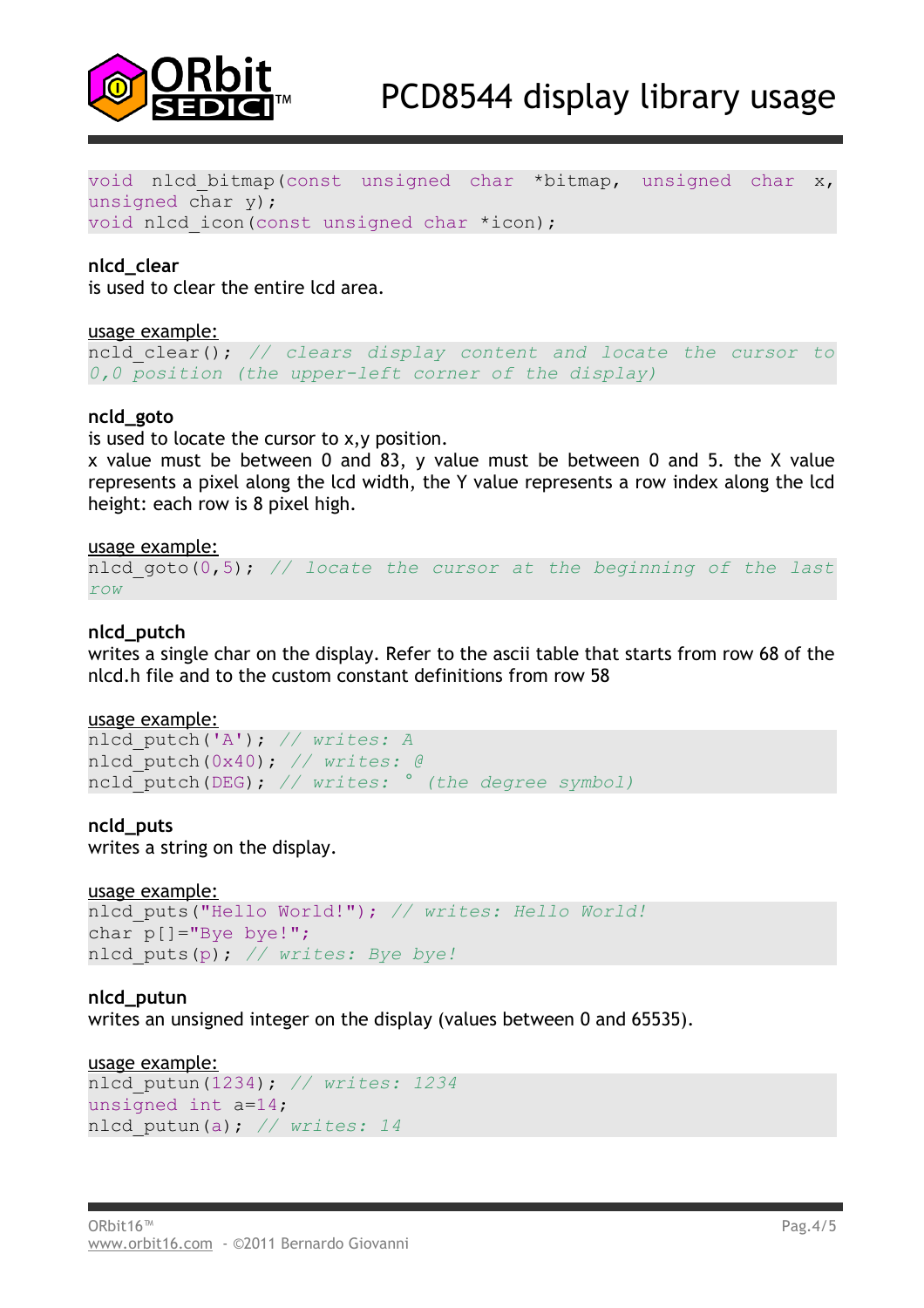```
void nlcd_bitmap(const unsigned char *bitmap, unsigned char x, unsigned char y);
void nlcd_icon(const unsigned char *icon);
```

### nlcd_clear

is used to clear the entire lcd area.

usage example:

```
ncld_clear(); // clears display content and locate the cursor to 0,0 position (the upper-left corner of the display)
```

### ncld_goto

is used to locate the cursor to x,y position.

x value must be between 0 and 83, y value must be between 0 and 5. the X value represents a pixel along the lcd width, the Y value represents a row index along the lcd height: each row is 8 pixel high.

usage example:

```
nlcd_goto(0,5); // locate the cursor at the beginning of the last row
```

### nlcd_putch

writes a single char on the display. Refer to the ascii table that starts from row 68 of the nlcd.h file and to the custom constant definitions from row 58

usage example:

```
nlcd_putch('A'); // writes: A
nlcd_putch(0x40); // writes: @
ncld_putch(DEG); // writes: ° (the degree symbol)
```

### ncld_puts

writes a string on the display.

usage example:

```
nlcd_puts("Hello World!"); // writes: Hello World!
char p[]="Bye bye!";
nlcd_puts(p); // writes: Bye bye!
```

### nlcd_putun

writes an unsigned integer on the display (values between 0 and 65535).

usage example:

```
nlcd_putun(1234); // writes: 1234
unsigned int a=14;
nlcd_putun(a); // writes: 14
```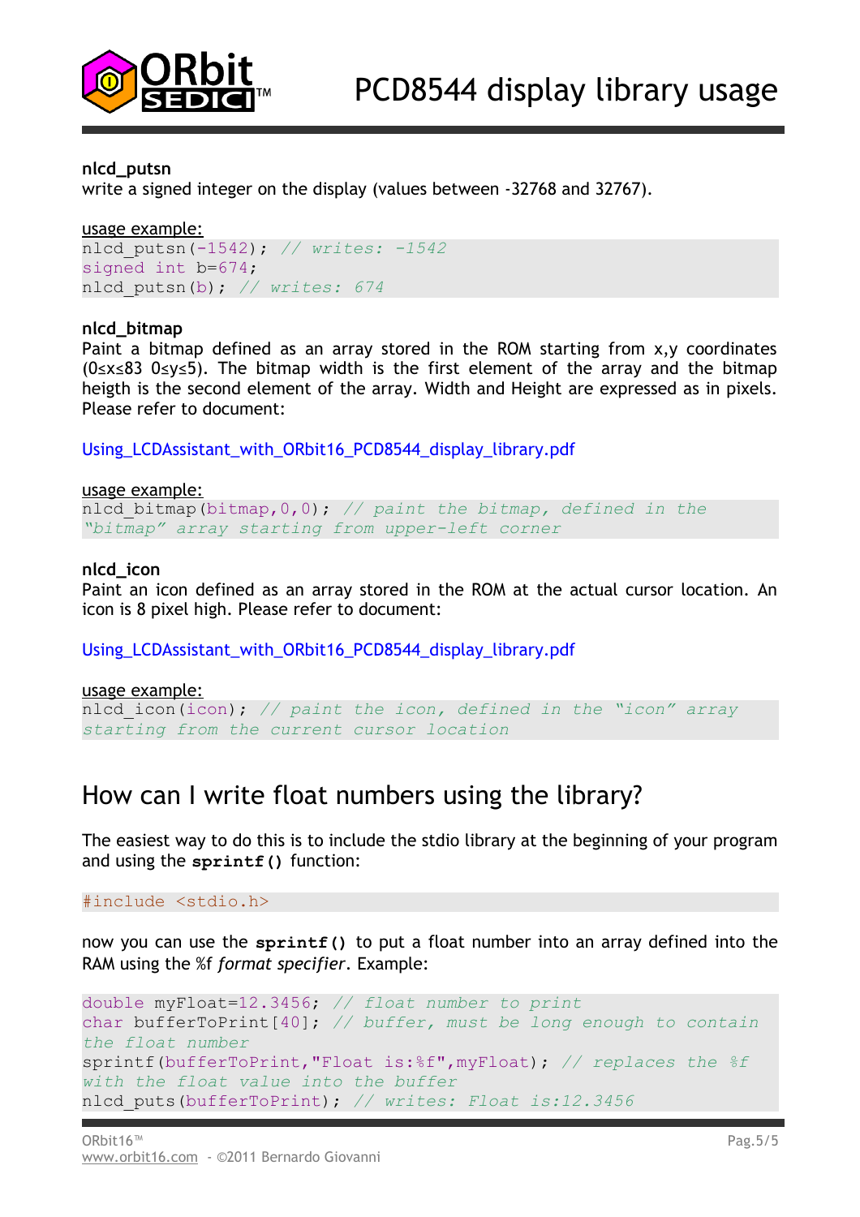**nlcd_putsn**
write a signed integer on the display (values between -32768 and 32767).

usage example:

```
nlcd_putsn(-1542); // writes: -1542
signed int b=674;
nlcd_putsn(b); // writes: 674
```

**nlcd_bitmap**
Paint a bitmap defined as an array stored in the ROM starting from x,y coordinates (0≤x≤83 0≤y≤5). The bitmap width is the first element of the array and the bitmap heigth is the second element of the array. Width and Height are expressed as in pixels. Please refer to document:

Using_LCDAssistant_with_ORbit16_PCD8544_display_library.pdf

usage example:

```
nlcd_bitmap(bitmap,0,0); // paint the bitmap, defined in the "bitmap" array starting from upper-left corner
```

**nlcd_icon**
Paint an icon defined as an array stored in the ROM at the actual cursor location. An icon is 8 pixel high. Please refer to document:

Using_LCDAssistant_with_ORbit16_PCD8544_display_library.pdf

usage example:

```
nlcd_icon(icon); // paint the icon, defined in the "icon" array starting from the current cursor location
```

## How can I write float numbers using the library?

The easiest way to do this is to include the stdio library at the beginning of your program and using the **sprintf()** function:

```
#include <stdio.h>
```

now you can use the **sprintf()** to put a float number into an array defined into the RAM using the %f *format specifier*. Example:

```
double myFloat=12.3456; // float number to print
char bufferToPrint[40]; // buffer, must be long enough to contain the float number
sprintf(bufferToPrint,"Float is:%f",myFloat); // replaces the %f with the float value into the buffer
nlcd_puts(bufferToPrint); // writes: Float is:12.3456
```